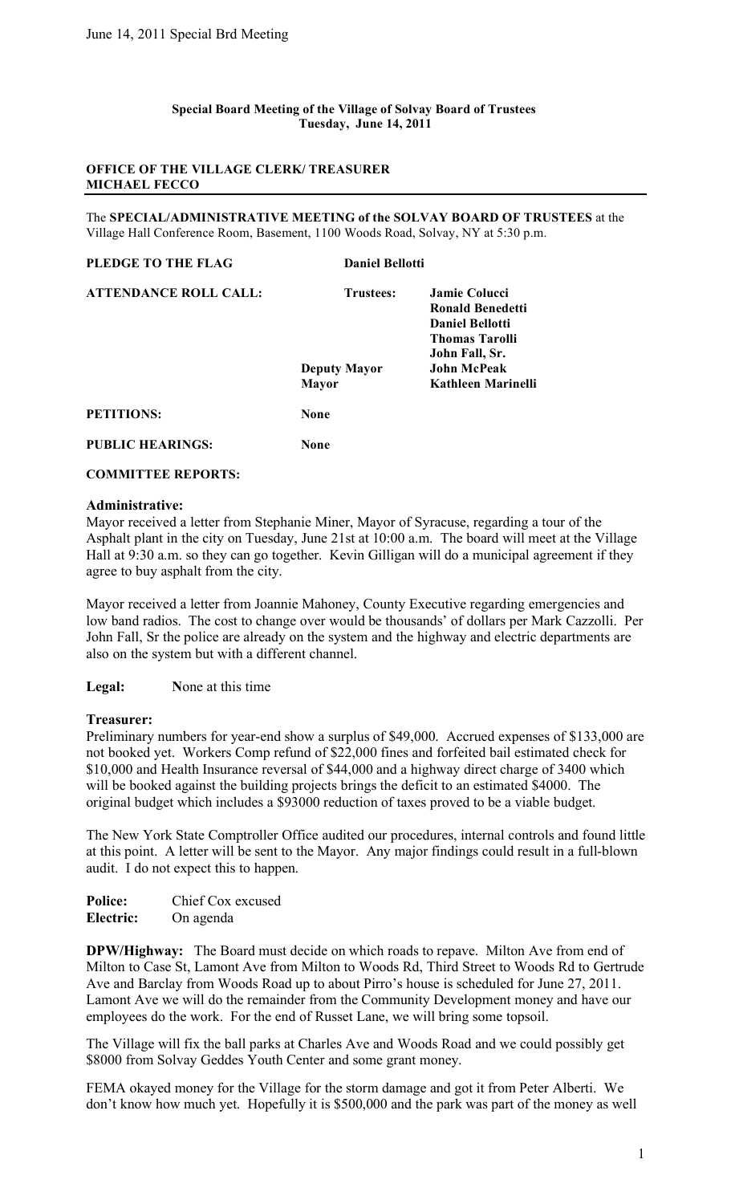**Special Board Meeting of the Village of Solvay Board of Trustees**
**Tuesday, June 14, 2011**

**OFFICE OF THE VILLAGE CLERK/ TREASURER**
**MICHAEL FECCO**

---

The **SPECIAL/ADMINISTRATIVE MEETING of the SOLVAY BOARD OF TRUSTEES** at the Village Hall Conference Room, Basement, 1100 Woods Road, Solvay, NY at 5:30 p.m.

| | | |
|---|---|---|
| **PLEDGE TO THE FLAG** | **Daniel Bellotti** | |
| **ATTENDANCE ROLL CALL:** | **Trustees:** | **Jamie Colucci** |
| | | **Ronald Benedetti** |
| | | **Daniel Bellotti** |
| | | **Thomas Tarolli** |
| | | **John Fall, Sr.** |
| | **Deputy Mayor** | **John McPeak** |
| | **Mayor** | **Kathleen Marinelli** |
| **PETITIONS:** | **None** | |
| **PUBLIC HEARINGS:** | **None** | |

**COMMITTEE REPORTS:**

**Administrative:**
Mayor received a letter from Stephanie Miner, Mayor of Syracuse, regarding a tour of the Asphalt plant in the city on Tuesday, June 21st at 10:00 a.m. The board will meet at the Village Hall at 9:30 a.m. so they can go together. Kevin Gilligan will do a municipal agreement if they agree to buy asphalt from the city.

Mayor received a letter from Joannie Mahoney, County Executive regarding emergencies and low band radios. The cost to change over would be thousands' of dollars per Mark Cazzolli. Per John Fall, Sr the police are already on the system and the highway and electric departments are also on the system but with a different channel.

**Legal:** **N**one at this time

**Treasurer:**
Preliminary numbers for year-end show a surplus of $49,000. Accrued expenses of $133,000 are not booked yet. Workers Comp refund of $22,000 fines and forfeited bail estimated check for $10,000 and Health Insurance reversal of $44,000 and a highway direct charge of 3400 which will be booked against the building projects brings the deficit to an estimated $4000. The original budget which includes a $93000 reduction of taxes proved to be a viable budget.

The New York State Comptroller Office audited our procedures, internal controls and found little at this point. A letter will be sent to the Mayor. Any major findings could result in a full-blown audit. I do not expect this to happen.

**Police:** Chief Cox excused
**Electric:** On agenda

**DPW/Highway:** The Board must decide on which roads to repave. Milton Ave from end of Milton to Case St, Lamont Ave from Milton to Woods Rd, Third Street to Woods Rd to Gertrude Ave and Barclay from Woods Road up to about Pirro's house is scheduled for June 27, 2011. Lamont Ave we will do the remainder from the Community Development money and have our employees do the work. For the end of Russet Lane, we will bring some topsoil.

The Village will fix the ball parks at Charles Ave and Woods Road and we could possibly get $8000 from Solvay Geddes Youth Center and some grant money.

FEMA okayed money for the Village for the storm damage and got it from Peter Alberti. We don't know how much yet. Hopefully it is $500,000 and the park was part of the money as well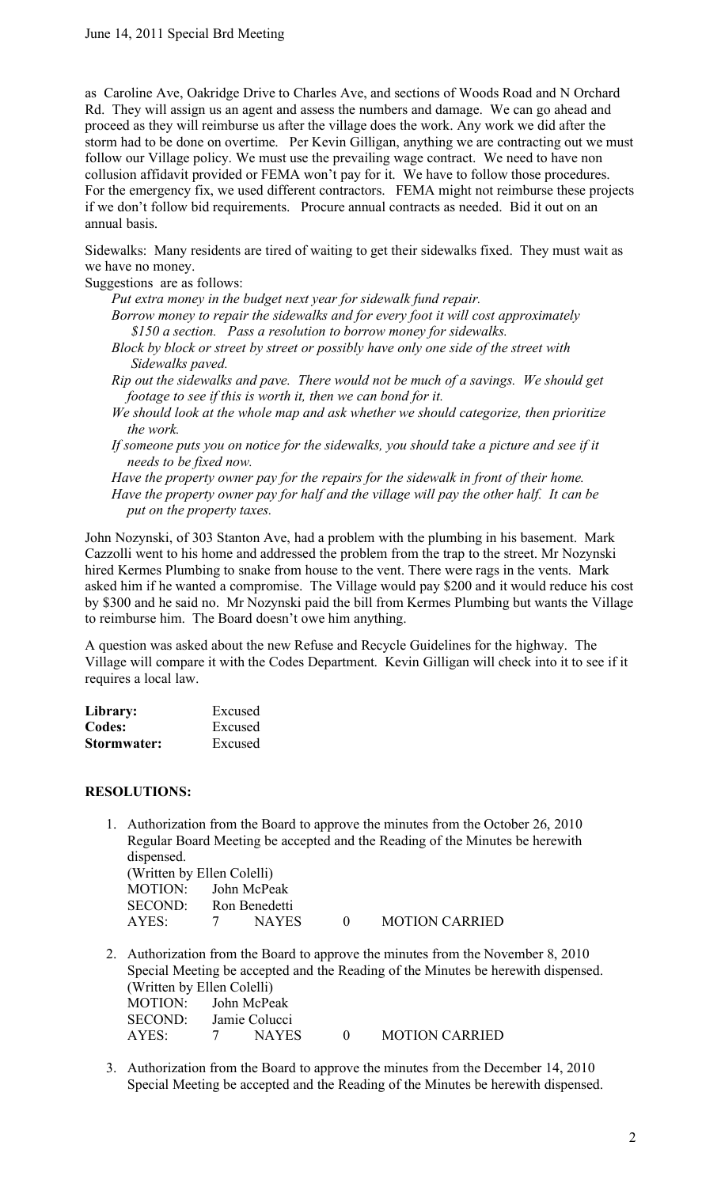as Caroline Ave, Oakridge Drive to Charles Ave, and sections of Woods Road and N Orchard Rd. They will assign us an agent and assess the numbers and damage. We can go ahead and proceed as they will reimburse us after the village does the work. Any work we did after the storm had to be done on overtime. Per Kevin Gilligan, anything we are contracting out we must follow our Village policy. We must use the prevailing wage contract. We need to have non collusion affidavit provided or FEMA won't pay for it. We have to follow those procedures. For the emergency fix, we used different contractors. FEMA might not reimburse these projects if we don't follow bid requirements. Procure annual contracts as needed. Bid it out on an annual basis.

Sidewalks: Many residents are tired of waiting to get their sidewalks fixed. They must wait as we have no money.

Suggestions are as follows:

*Put extra money in the budget next year for sidewalk fund repair.*

*Borrow money to repair the sidewalks and for every foot it will cost approximately $150 a section. Pass a resolution to borrow money for sidewalks.*

*Block by block or street by street or possibly have only one side of the street with Sidewalks paved.*

*Rip out the sidewalks and pave. There would not be much of a savings. We should get footage to see if this is worth it, then we can bond for it.*

*We should look at the whole map and ask whether we should categorize, then prioritize the work.*

*If someone puts you on notice for the sidewalks, you should take a picture and see if it needs to be fixed now.*

*Have the property owner pay for the repairs for the sidewalk in front of their home.*

*Have the property owner pay for half and the village will pay the other half. It can be put on the property taxes.*

John Nozynski, of 303 Stanton Ave, had a problem with the plumbing in his basement. Mark Cazzolli went to his home and addressed the problem from the trap to the street. Mr Nozynski hired Kermes Plumbing to snake from house to the vent. There were rags in the vents. Mark asked him if he wanted a compromise. The Village would pay $200 and it would reduce his cost by $300 and he said no. Mr Nozynski paid the bill from Kermes Plumbing but wants the Village to reimburse him. The Board doesn't owe him anything.

A question was asked about the new Refuse and Recycle Guidelines for the highway. The Village will compare it with the Codes Department. Kevin Gilligan will check into it to see if it requires a local law.

**Library:** Excused
**Codes:** Excused
**Stormwater:** Excused

**RESOLUTIONS:**

1. Authorization from the Board to approve the minutes from the October 26, 2010 Regular Board Meeting be accepted and the Reading of the Minutes be herewith dispensed.
   (Written by Ellen Colelli)
   MOTION: John McPeak
   SECOND: Ron Benedetti
   AYES: 7 NAYES 0 MOTION CARRIED

2. Authorization from the Board to approve the minutes from the November 8, 2010 Special Meeting be accepted and the Reading of the Minutes be herewith dispensed.
   (Written by Ellen Colelli)
   MOTION: John McPeak
   SECOND: Jamie Colucci
   AYES: 7 NAYES 0 MOTION CARRIED

3. Authorization from the Board to approve the minutes from the December 14, 2010 Special Meeting be accepted and the Reading of the Minutes be herewith dispensed.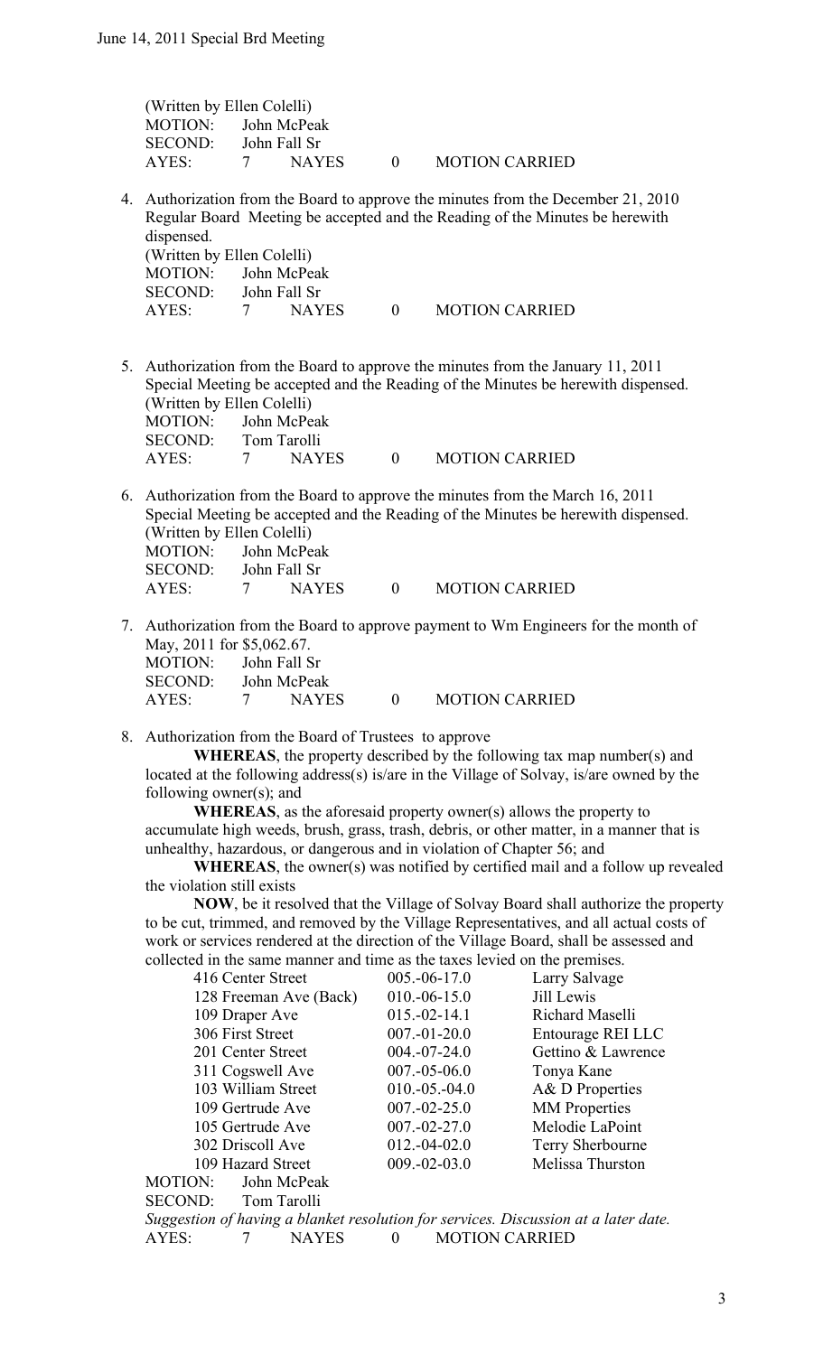(Written by Ellen Colelli)
MOTION: John McPeak
SECOND: John Fall Sr
AYES: 7 NAYES 0 MOTION CARRIED

4. Authorization from the Board to approve the minutes from the December 21, 2010 Regular Board Meeting be accepted and the Reading of the Minutes be herewith dispensed.
(Written by Ellen Colelli)
MOTION: John McPeak
SECOND: John Fall Sr
AYES: 7 NAYES 0 MOTION CARRIED

5. Authorization from the Board to approve the minutes from the January 11, 2011 Special Meeting be accepted and the Reading of the Minutes be herewith dispensed.
(Written by Ellen Colelli)
MOTION: John McPeak
SECOND: Tom Tarolli
AYES: 7 NAYES 0 MOTION CARRIED

6. Authorization from the Board to approve the minutes from the March 16, 2011 Special Meeting be accepted and the Reading of the Minutes be herewith dispensed.
(Written by Ellen Colelli)
MOTION: John McPeak
SECOND: John Fall Sr
AYES: 7 NAYES 0 MOTION CARRIED

7. Authorization from the Board to approve payment to Wm Engineers for the month of May, 2011 for $5,062.67.
MOTION: John Fall Sr
SECOND: John McPeak
AYES: 7 NAYES 0 MOTION CARRIED

8. Authorization from the Board of Trustees to approve

**WHEREAS**, the property described by the following tax map number(s) and located at the following address(s) is/are in the Village of Solvay, is/are owned by the following owner(s); and

**WHEREAS**, as the aforesaid property owner(s) allows the property to accumulate high weeds, brush, grass, trash, debris, or other matter, in a manner that is unhealthy, hazardous, or dangerous and in violation of Chapter 56; and

**WHEREAS**, the owner(s) was notified by certified mail and a follow up revealed the violation still exists

**NOW**, be it resolved that the Village of Solvay Board shall authorize the property to be cut, trimmed, and removed by the Village Representatives, and all actual costs of work or services rendered at the direction of the Village Board, shall be assessed and collected in the same manner and time as the taxes levied on the premises.

| | | |
|---|---|---|
| 416 Center Street | 005.-06-17.0 | Larry Salvage |
| 128 Freeman Ave (Back) | 010.-06-15.0 | Jill Lewis |
| 109 Draper Ave | 015.-02-14.1 | Richard Maselli |
| 306 First Street | 007.-01-20.0 | Entourage REI LLC |
| 201 Center Street | 004.-07-24.0 | Gettino & Lawrence |
| 311 Cogswell Ave | 007.-05-06.0 | Tonya Kane |
| 103 William Street | 010.-05.-04.0 | A& D Properties |
| 109 Gertrude Ave | 007.-02-25.0 | MM Properties |
| 105 Gertrude Ave | 007.-02-27.0 | Melodie LaPoint |
| 302 Driscoll Ave | 012.-04-02.0 | Terry Sherbourne |
| 109 Hazard Street | 009.-02-03.0 | Melissa Thurston |

MOTION: John McPeak
SECOND: Tom Tarolli
*Suggestion of having a blanket resolution for services. Discussion at a later date.*
AYES: 7 NAYES 0 MOTION CARRIED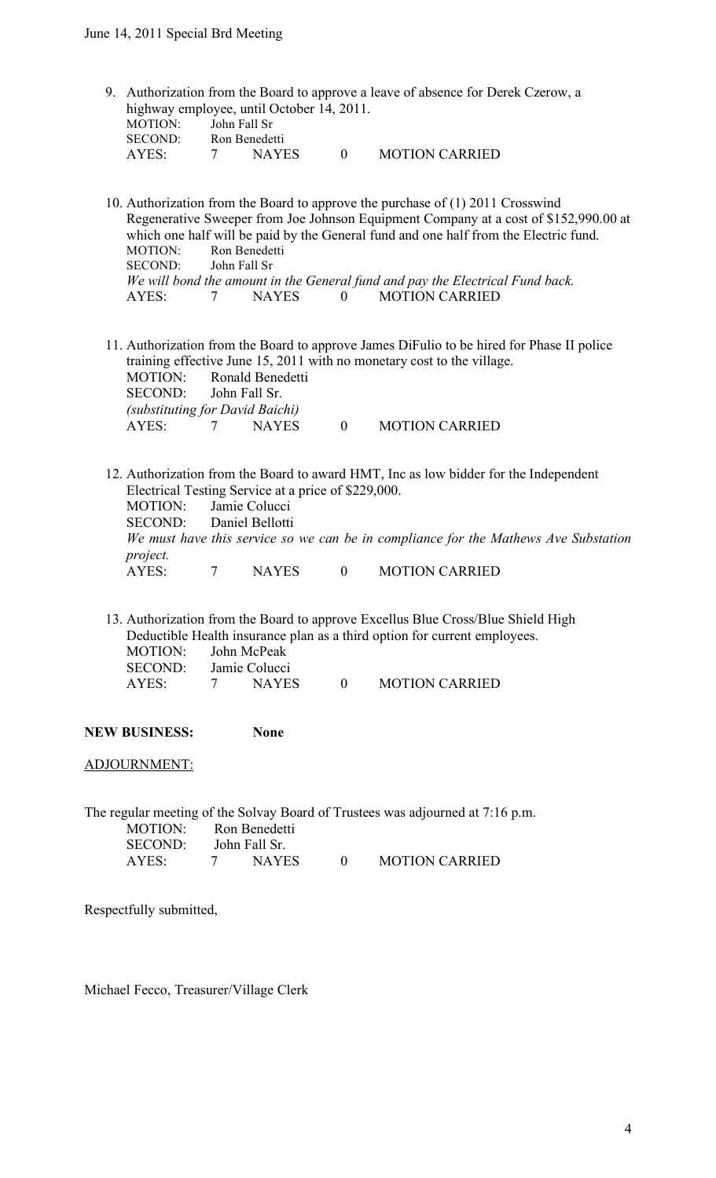9. Authorization from the Board to approve a leave of absence for Derek Czerow, a highway employee, until October 14, 2011.
   MOTION: John Fall Sr
   SECOND: Ron Benedetti
   AYES: 7 NAYES 0 MOTION CARRIED

10. Authorization from the Board to approve the purchase of (1) 2011 Crosswind Regenerative Sweeper from Joe Johnson Equipment Company at a cost of $152,990.00 at which one half will be paid by the General fund and one half from the Electric fund.
    MOTION: Ron Benedetti
    SECOND: John Fall Sr
    *We will bond the amount in the General fund and pay the Electrical Fund back.*
    AYES: 7 NAYES 0 MOTION CARRIED

11. Authorization from the Board to approve James DiFulio to be hired for Phase II police training effective June 15, 2011 with no monetary cost to the village.
    MOTION: Ronald Benedetti
    SECOND: John Fall Sr.
    *(substituting for David Baichi)*
    AYES: 7 NAYES 0 MOTION CARRIED

12. Authorization from the Board to award HMT, Inc as low bidder for the Independent Electrical Testing Service at a price of $229,000.
    MOTION: Jamie Colucci
    SECOND: Daniel Bellotti
    *We must have this service so we can be in compliance for the Mathews Ave Substation project.*
    AYES: 7 NAYES 0 MOTION CARRIED

13. Authorization from the Board to approve Excellus Blue Cross/Blue Shield High Deductible Health insurance plan as a third option for current employees.
    MOTION: John McPeak
    SECOND: Jamie Colucci
    AYES: 7 NAYES 0 MOTION CARRIED

**NEW BUSINESS: None**

ADJOURNMENT:

The regular meeting of the Solvay Board of Trustees was adjourned at 7:16 p.m.

MOTION: Ron Benedetti
SECOND: John Fall Sr.
AYES: 7 NAYES 0 MOTION CARRIED

Respectfully submitted,

Michael Fecco, Treasurer/Village Clerk